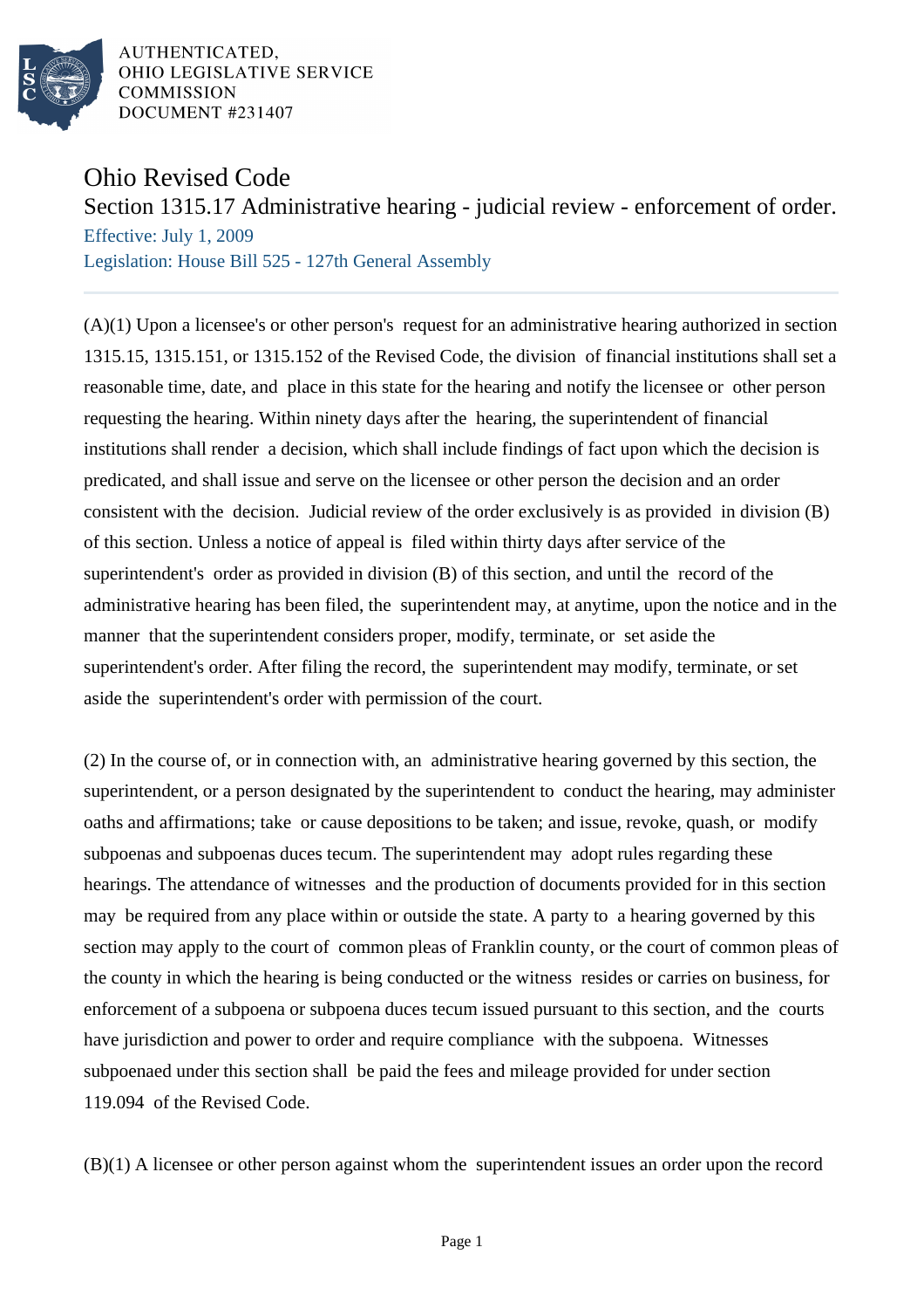AUTHENTICATED,
OHIO LEGISLATIVE SERVICE
COMMISSION
DOCUMENT #231407

# Ohio Revised Code

## Section 1315.17 Administrative hearing - judicial review - enforcement of order.

Effective: July 1, 2009

Legislation: House Bill 525 - 127th General Assembly

(A)(1) Upon a licensee's or other person's request for an administrative hearing authorized in section 1315.15, 1315.151, or 1315.152 of the Revised Code, the division of financial institutions shall set a reasonable time, date, and place in this state for the hearing and notify the licensee or other person requesting the hearing. Within ninety days after the hearing, the superintendent of financial institutions shall render a decision, which shall include findings of fact upon which the decision is predicated, and shall issue and serve on the licensee or other person the decision and an order consistent with the decision. Judicial review of the order exclusively is as provided in division (B) of this section. Unless a notice of appeal is filed within thirty days after service of the superintendent's order as provided in division (B) of this section, and until the record of the administrative hearing has been filed, the superintendent may, at anytime, upon the notice and in the manner that the superintendent considers proper, modify, terminate, or set aside the superintendent's order. After filing the record, the superintendent may modify, terminate, or set aside the superintendent's order with permission of the court.

(2) In the course of, or in connection with, an administrative hearing governed by this section, the superintendent, or a person designated by the superintendent to conduct the hearing, may administer oaths and affirmations; take or cause depositions to be taken; and issue, revoke, quash, or modify subpoenas and subpoenas duces tecum. The superintendent may adopt rules regarding these hearings. The attendance of witnesses and the production of documents provided for in this section may be required from any place within or outside the state. A party to a hearing governed by this section may apply to the court of common pleas of Franklin county, or the court of common pleas of the county in which the hearing is being conducted or the witness resides or carries on business, for enforcement of a subpoena or subpoena duces tecum issued pursuant to this section, and the courts have jurisdiction and power to order and require compliance with the subpoena. Witnesses subpoenaed under this section shall be paid the fees and mileage provided for under section 119.094 of the Revised Code.

(B)(1) A licensee or other person against whom the superintendent issues an order upon the record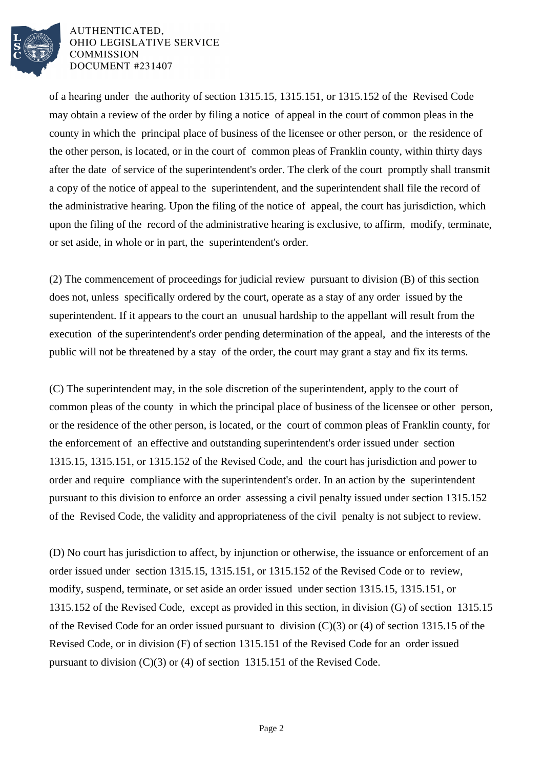of a hearing under the authority of section 1315.15, 1315.151, or 1315.152 of the Revised Code may obtain a review of the order by filing a notice of appeal in the court of common pleas in the county in which the principal place of business of the licensee or other person, or the residence of the other person, is located, or in the court of common pleas of Franklin county, within thirty days after the date of service of the superintendent's order. The clerk of the court promptly shall transmit a copy of the notice of appeal to the superintendent, and the superintendent shall file the record of the administrative hearing. Upon the filing of the notice of appeal, the court has jurisdiction, which upon the filing of the record of the administrative hearing is exclusive, to affirm, modify, terminate, or set aside, in whole or in part, the superintendent's order.

(2) The commencement of proceedings for judicial review pursuant to division (B) of this section does not, unless specifically ordered by the court, operate as a stay of any order issued by the superintendent. If it appears to the court an unusual hardship to the appellant will result from the execution of the superintendent's order pending determination of the appeal, and the interests of the public will not be threatened by a stay of the order, the court may grant a stay and fix its terms.

(C) The superintendent may, in the sole discretion of the superintendent, apply to the court of common pleas of the county in which the principal place of business of the licensee or other person, or the residence of the other person, is located, or the court of common pleas of Franklin county, for the enforcement of an effective and outstanding superintendent's order issued under section 1315.15, 1315.151, or 1315.152 of the Revised Code, and the court has jurisdiction and power to order and require compliance with the superintendent's order. In an action by the superintendent pursuant to this division to enforce an order assessing a civil penalty issued under section 1315.152 of the Revised Code, the validity and appropriateness of the civil penalty is not subject to review.

(D) No court has jurisdiction to affect, by injunction or otherwise, the issuance or enforcement of an order issued under section 1315.15, 1315.151, or 1315.152 of the Revised Code or to review, modify, suspend, terminate, or set aside an order issued under section 1315.15, 1315.151, or 1315.152 of the Revised Code, except as provided in this section, in division (G) of section 1315.15 of the Revised Code for an order issued pursuant to division (C)(3) or (4) of section 1315.15 of the Revised Code, or in division (F) of section 1315.151 of the Revised Code for an order issued pursuant to division (C)(3) or (4) of section 1315.151 of the Revised Code.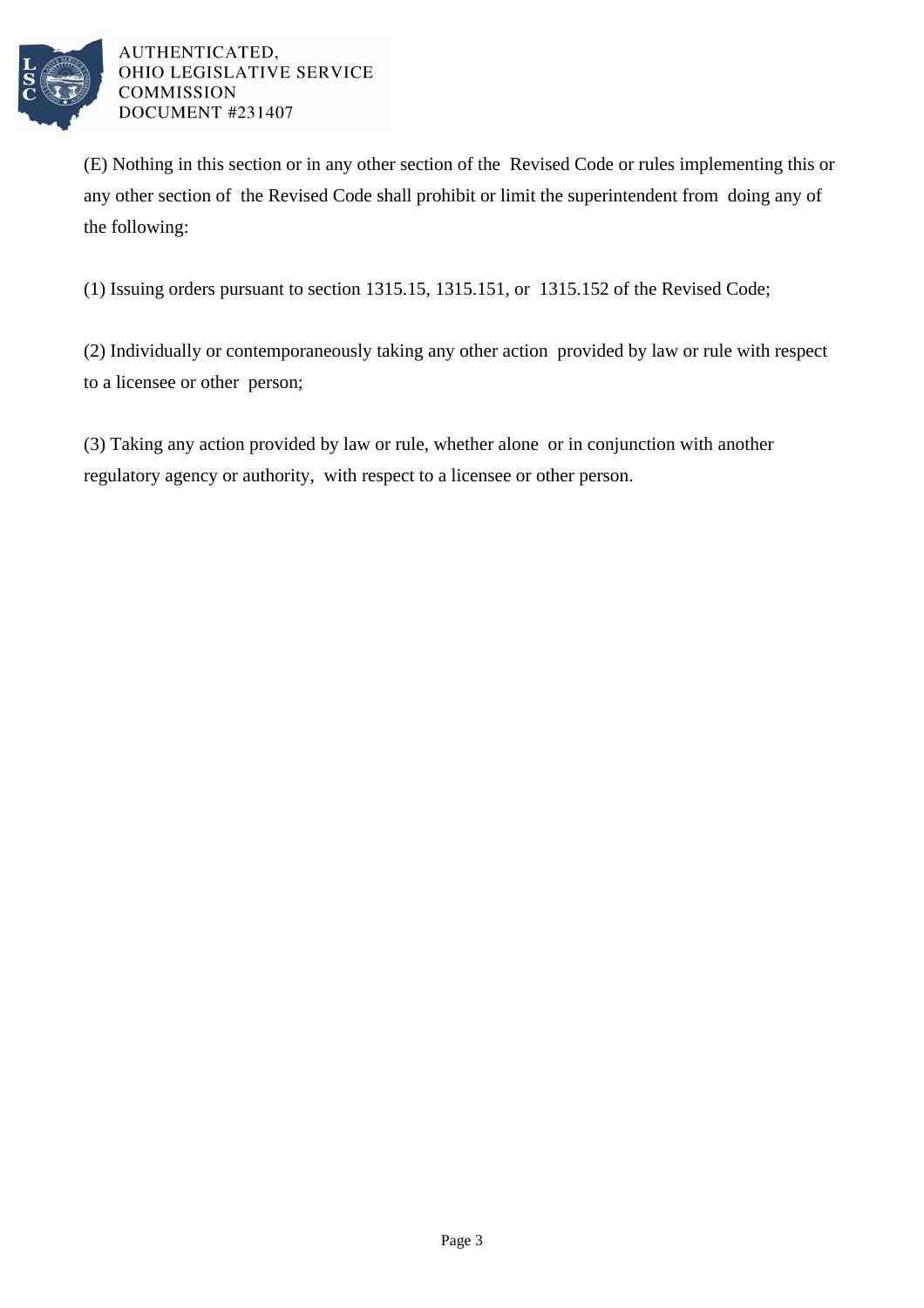(E) Nothing in this section or in any other section of the Revised Code or rules implementing this or any other section of the Revised Code shall prohibit or limit the superintendent from doing any of the following:

(1) Issuing orders pursuant to section 1315.15, 1315.151, or 1315.152 of the Revised Code;

(2) Individually or contemporaneously taking any other action provided by law or rule with respect to a licensee or other person;

(3) Taking any action provided by law or rule, whether alone or in conjunction with another regulatory agency or authority, with respect to a licensee or other person.